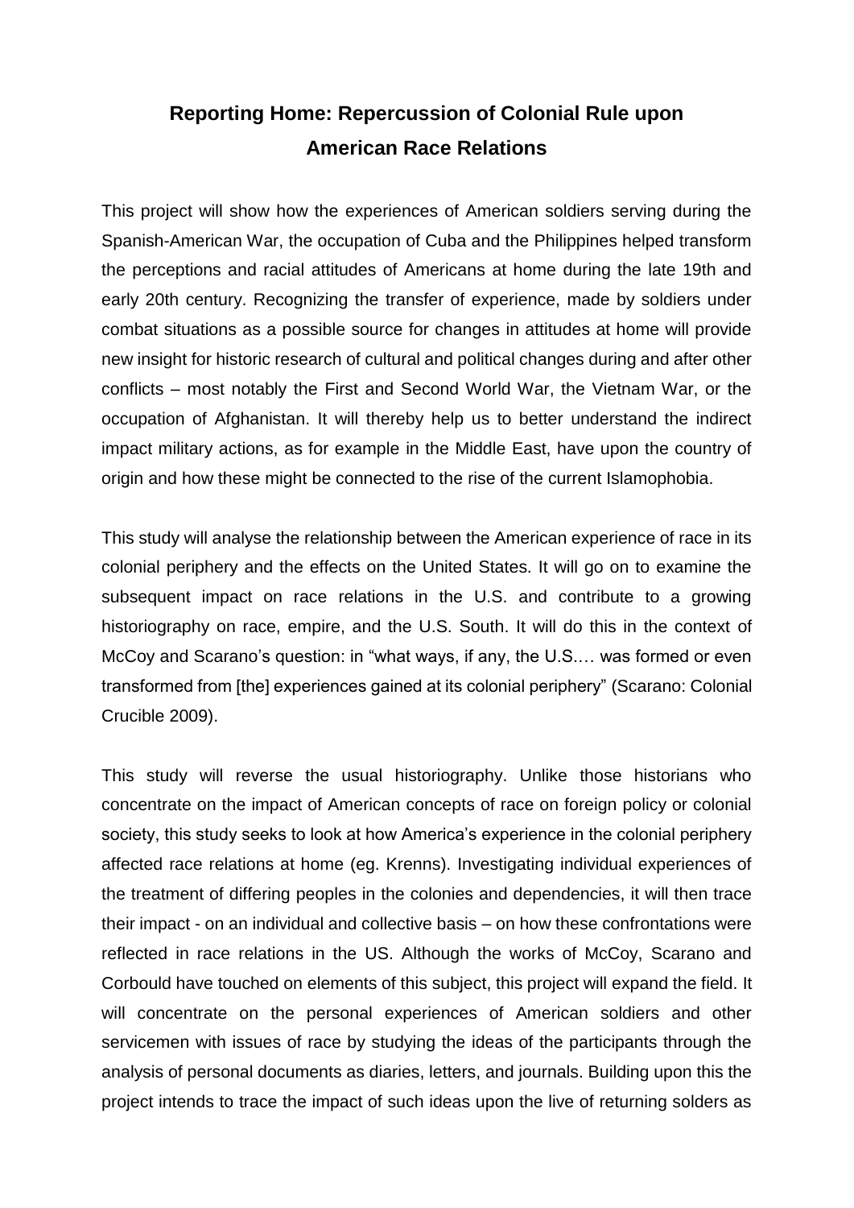# Reporting Home: Repercussion of Colonial Rule upon American Race Relations

This project will show how the experiences of American soldiers serving during the Spanish-American War, the occupation of Cuba and the Philippines helped transform the perceptions and racial attitudes of Americans at home during the late 19th and early 20th century. Recognizing the transfer of experience, made by soldiers under combat situations as a possible source for changes in attitudes at home will provide new insight for historic research of cultural and political changes during and after other conflicts – most notably the First and Second World War, the Vietnam War, or the occupation of Afghanistan. It will thereby help us to better understand the indirect impact military actions, as for example in the Middle East, have upon the country of origin and how these might be connected to the rise of the current Islamophobia.

This study will analyse the relationship between the American experience of race in its colonial periphery and the effects on the United States. It will go on to examine the subsequent impact on race relations in the U.S. and contribute to a growing historiography on race, empire, and the U.S. South. It will do this in the context of McCoy and Scarano's question: in "what ways, if any, the U.S.… was formed or even transformed from [the] experiences gained at its colonial periphery" (Scarano: Colonial Crucible 2009).

This study will reverse the usual historiography. Unlike those historians who concentrate on the impact of American concepts of race on foreign policy or colonial society, this study seeks to look at how America's experience in the colonial periphery affected race relations at home (eg. Krenns). Investigating individual experiences of the treatment of differing peoples in the colonies and dependencies, it will then trace their impact - on an individual and collective basis – on how these confrontations were reflected in race relations in the US. Although the works of McCoy, Scarano and Corbould have touched on elements of this subject, this project will expand the field. It will concentrate on the personal experiences of American soldiers and other servicemen with issues of race by studying the ideas of the participants through the analysis of personal documents as diaries, letters, and journals. Building upon this the project intends to trace the impact of such ideas upon the live of returning solders as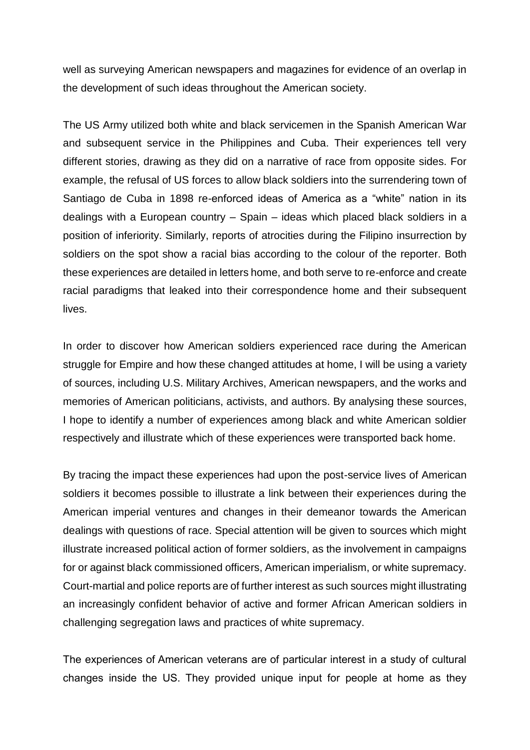well as surveying American newspapers and magazines for evidence of an overlap in the development of such ideas throughout the American society.

The US Army utilized both white and black servicemen in the Spanish American War and subsequent service in the Philippines and Cuba. Their experiences tell very different stories, drawing as they did on a narrative of race from opposite sides. For example, the refusal of US forces to allow black soldiers into the surrendering town of Santiago de Cuba in 1898 re-enforced ideas of America as a "white" nation in its dealings with a European country – Spain – ideas which placed black soldiers in a position of inferiority. Similarly, reports of atrocities during the Filipino insurrection by soldiers on the spot show a racial bias according to the colour of the reporter. Both these experiences are detailed in letters home, and both serve to re-enforce and create racial paradigms that leaked into their correspondence home and their subsequent lives.

In order to discover how American soldiers experienced race during the American struggle for Empire and how these changed attitudes at home, I will be using a variety of sources, including U.S. Military Archives, American newspapers, and the works and memories of American politicians, activists, and authors. By analysing these sources, I hope to identify a number of experiences among black and white American soldier respectively and illustrate which of these experiences were transported back home.

By tracing the impact these experiences had upon the post-service lives of American soldiers it becomes possible to illustrate a link between their experiences during the American imperial ventures and changes in their demeanor towards the American dealings with questions of race. Special attention will be given to sources which might illustrate increased political action of former soldiers, as the involvement in campaigns for or against black commissioned officers, American imperialism, or white supremacy. Court-martial and police reports are of further interest as such sources might illustrating an increasingly confident behavior of active and former African American soldiers in challenging segregation laws and practices of white supremacy.

The experiences of American veterans are of particular interest in a study of cultural changes inside the US. They provided unique input for people at home as they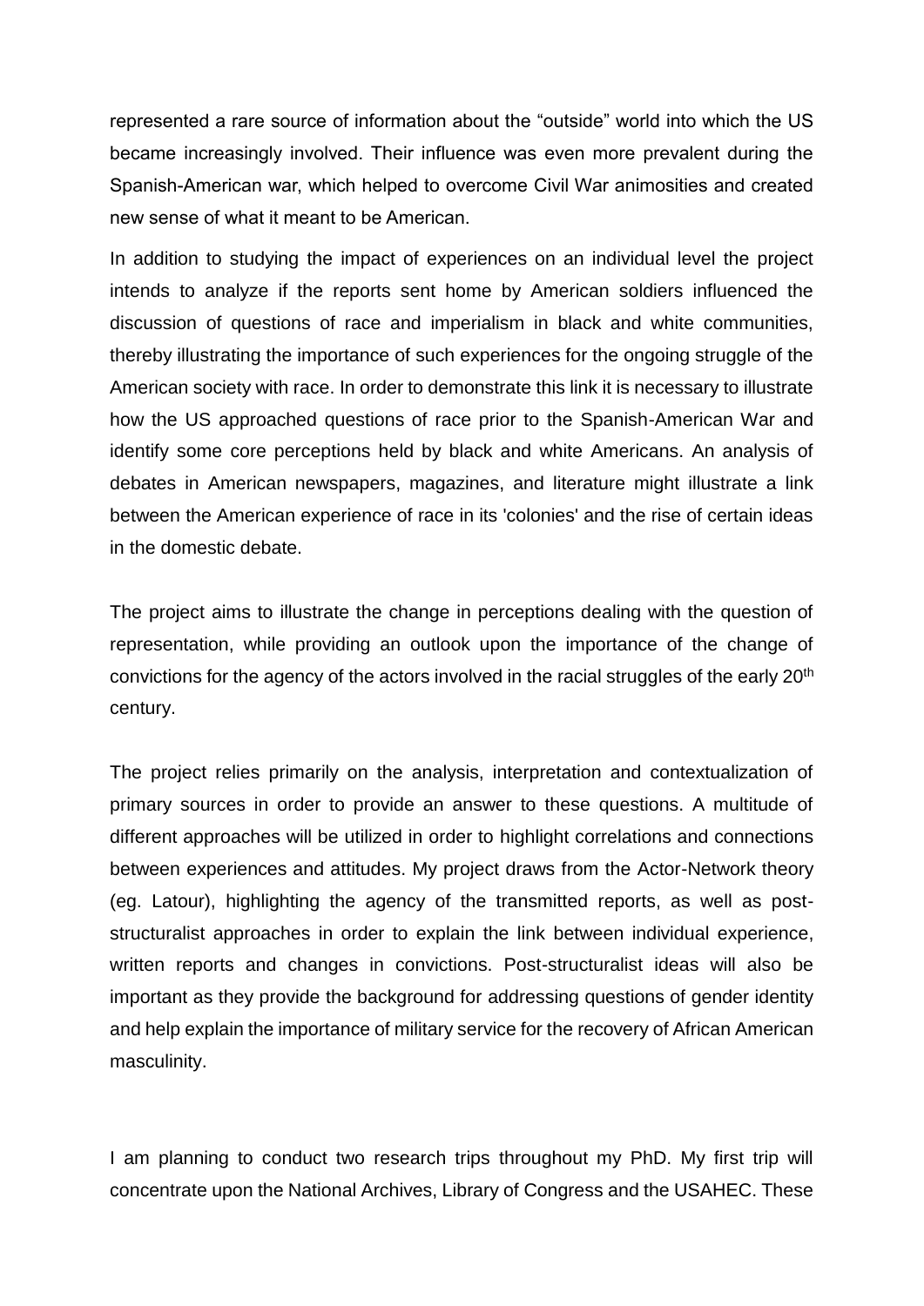represented a rare source of information about the "outside" world into which the US became increasingly involved. Their influence was even more prevalent during the Spanish-American war, which helped to overcome Civil War animosities and created new sense of what it meant to be American.

In addition to studying the impact of experiences on an individual level the project intends to analyze if the reports sent home by American soldiers influenced the discussion of questions of race and imperialism in black and white communities, thereby illustrating the importance of such experiences for the ongoing struggle of the American society with race. In order to demonstrate this link it is necessary to illustrate how the US approached questions of race prior to the Spanish-American War and identify some core perceptions held by black and white Americans. An analysis of debates in American newspapers, magazines, and literature might illustrate a link between the American experience of race in its 'colonies' and the rise of certain ideas in the domestic debate.

The project aims to illustrate the change in perceptions dealing with the question of representation, while providing an outlook upon the importance of the change of convictions for the agency of the actors involved in the racial struggles of the early 20th century.

The project relies primarily on the analysis, interpretation and contextualization of primary sources in order to provide an answer to these questions. A multitude of different approaches will be utilized in order to highlight correlations and connections between experiences and attitudes. My project draws from the Actor-Network theory (eg. Latour), highlighting the agency of the transmitted reports, as well as post-structuralist approaches in order to explain the link between individual experience, written reports and changes in convictions. Post-structuralist ideas will also be important as they provide the background for addressing questions of gender identity and help explain the importance of military service for the recovery of African American masculinity.

I am planning to conduct two research trips throughout my PhD. My first trip will concentrate upon the National Archives, Library of Congress and the USAHEC. These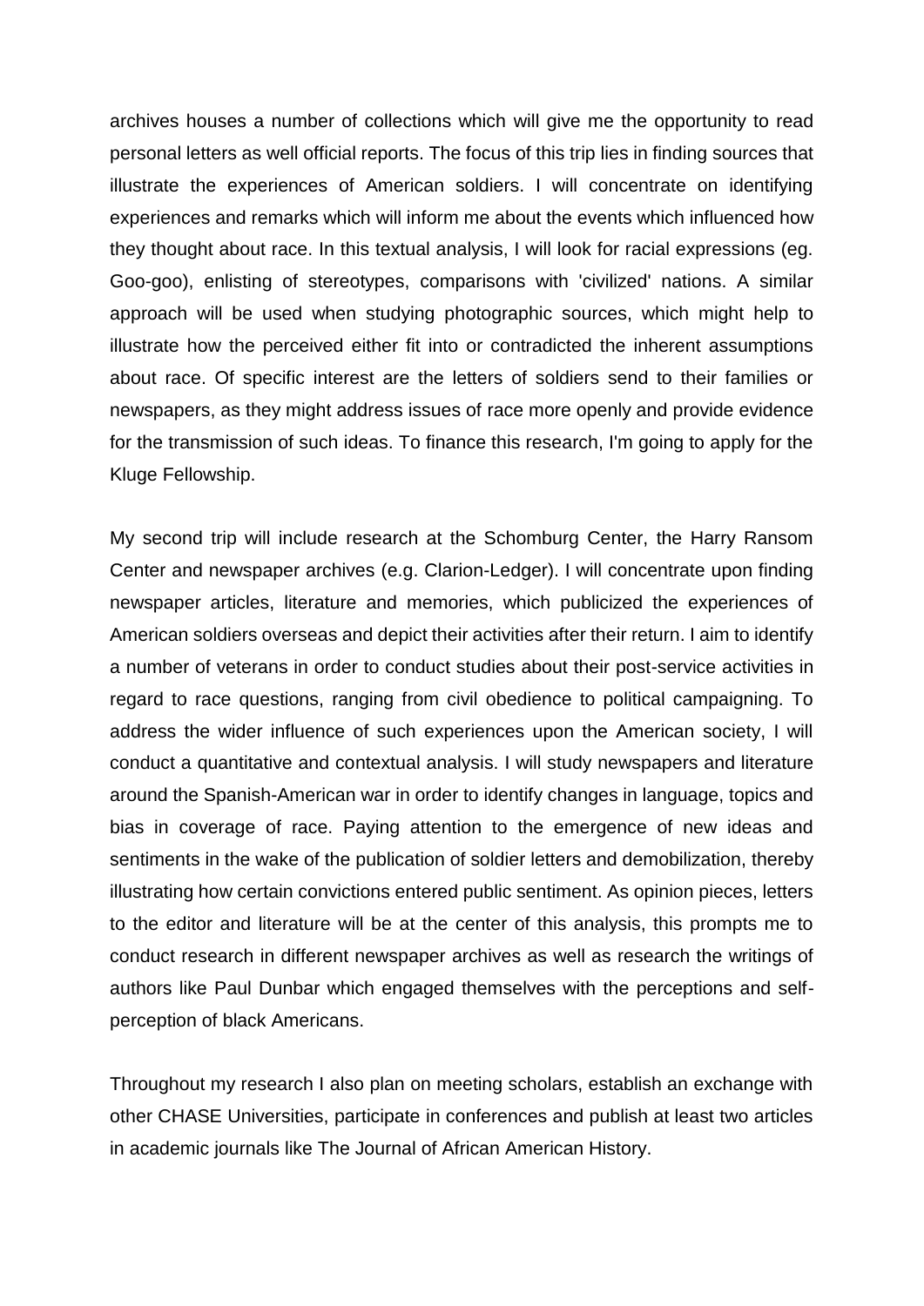archives houses a number of collections which will give me the opportunity to read personal letters as well official reports. The focus of this trip lies in finding sources that illustrate the experiences of American soldiers. I will concentrate on identifying experiences and remarks which will inform me about the events which influenced how they thought about race. In this textual analysis, I will look for racial expressions (eg. Goo-goo), enlisting of stereotypes, comparisons with 'civilized' nations. A similar approach will be used when studying photographic sources, which might help to illustrate how the perceived either fit into or contradicted the inherent assumptions about race. Of specific interest are the letters of soldiers send to their families or newspapers, as they might address issues of race more openly and provide evidence for the transmission of such ideas. To finance this research, I'm going to apply for the Kluge Fellowship.

My second trip will include research at the Schomburg Center, the Harry Ransom Center and newspaper archives (e.g. Clarion-Ledger). I will concentrate upon finding newspaper articles, literature and memories, which publicized the experiences of American soldiers overseas and depict their activities after their return. I aim to identify a number of veterans in order to conduct studies about their post-service activities in regard to race questions, ranging from civil obedience to political campaigning. To address the wider influence of such experiences upon the American society, I will conduct a quantitative and contextual analysis. I will study newspapers and literature around the Spanish-American war in order to identify changes in language, topics and bias in coverage of race. Paying attention to the emergence of new ideas and sentiments in the wake of the publication of soldier letters and demobilization, thereby illustrating how certain convictions entered public sentiment. As opinion pieces, letters to the editor and literature will be at the center of this analysis, this prompts me to conduct research in different newspaper archives as well as research the writings of authors like Paul Dunbar which engaged themselves with the perceptions and self-perception of black Americans.

Throughout my research I also plan on meeting scholars, establish an exchange with other CHASE Universities, participate in conferences and publish at least two articles in academic journals like The Journal of African American History.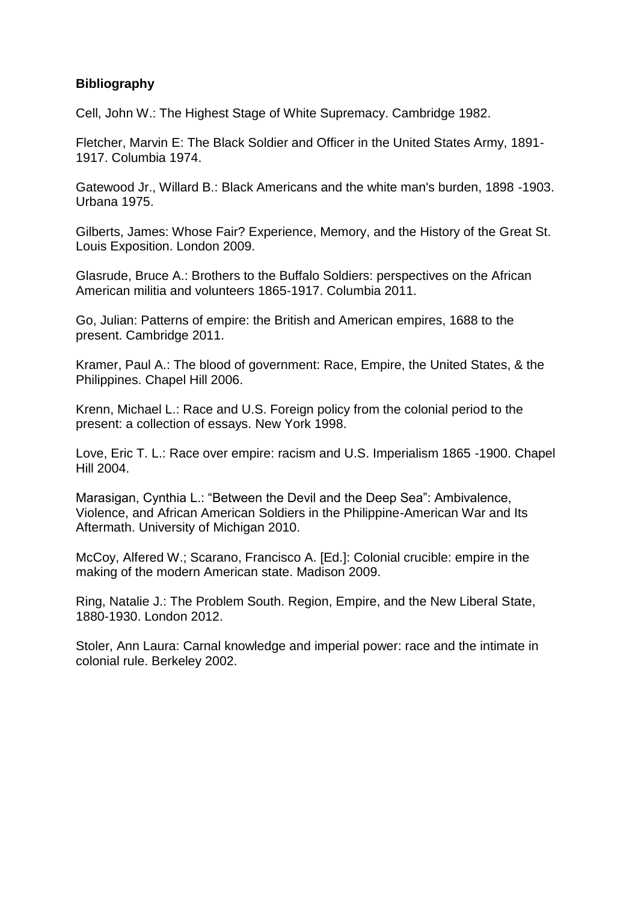**Bibliography**

Cell, John W.: The Highest Stage of White Supremacy. Cambridge 1982.

Fletcher, Marvin E: The Black Soldier and Officer in the United States Army, 1891-1917. Columbia 1974.

Gatewood Jr., Willard B.: Black Americans and the white man's burden, 1898 -1903. Urbana 1975.

Gilberts, James: Whose Fair? Experience, Memory, and the History of the Great St. Louis Exposition. London 2009.

Glasrude, Bruce A.: Brothers to the Buffalo Soldiers: perspectives on the African American militia and volunteers 1865-1917. Columbia 2011.

Go, Julian: Patterns of empire: the British and American empires, 1688 to the present. Cambridge 2011.

Kramer, Paul A.: The blood of government: Race, Empire, the United States, & the Philippines. Chapel Hill 2006.

Krenn, Michael L.: Race and U.S. Foreign policy from the colonial period to the present: a collection of essays. New York 1998.

Love, Eric T. L.: Race over empire: racism and U.S. Imperialism 1865 -1900. Chapel Hill 2004.

Marasigan, Cynthia L.: "Between the Devil and the Deep Sea": Ambivalence, Violence, and African American Soldiers in the Philippine-American War and Its Aftermath. University of Michigan 2010.

McCoy, Alfered W.; Scarano, Francisco A. [Ed.]: Colonial crucible: empire in the making of the modern American state. Madison 2009.

Ring, Natalie J.: The Problem South. Region, Empire, and the New Liberal State, 1880-1930. London 2012.

Stoler, Ann Laura: Carnal knowledge and imperial power: race and the intimate in colonial rule. Berkeley 2002.